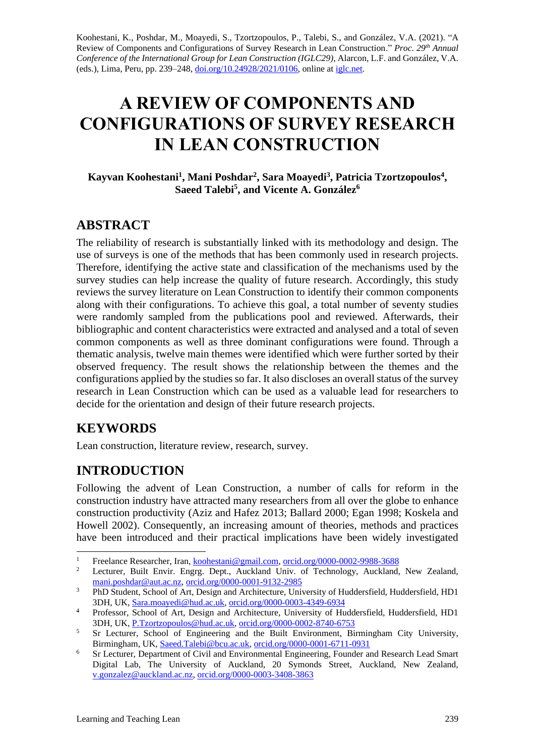Koohestani, K., Poshdar, M., Moayedi, S., Tzortzopoulos, P., Talebi, S., and González, V.A. (2021). "A Review of Components and Configurations of Survey Research in Lean Construction." *Proc. 29th Annual Conference of the International Group for Lean Construction (IGLC29)*, Alarcon, L.F. and González, V.A. (eds.), Lima, Peru, pp. 239–248, doi.org/10.24928/2021/0106, online at iglc.net.

# A REVIEW OF COMPONENTS AND CONFIGURATIONS OF SURVEY RESEARCH IN LEAN CONSTRUCTION

**Kayvan Koohestani[1], Mani Poshdar[2], Sara Moayedi[3], Patricia Tzortzopoulos[4], Saeed Talebi[5], and Vicente A. González[6]**

## ABSTRACT

The reliability of research is substantially linked with its methodology and design. The use of surveys is one of the methods that has been commonly used in research projects. Therefore, identifying the active state and classification of the mechanisms used by the survey studies can help increase the quality of future research. Accordingly, this study reviews the survey literature on Lean Construction to identify their common components along with their configurations. To achieve this goal, a total number of seventy studies were randomly sampled from the publications pool and reviewed. Afterwards, their bibliographic and content characteristics were extracted and analysed and a total of seven common components as well as three dominant configurations were found. Through a thematic analysis, twelve main themes were identified which were further sorted by their observed frequency. The result shows the relationship between the themes and the configurations applied by the studies so far. It also discloses an overall status of the survey research in Lean Construction which can be used as a valuable lead for researchers to decide for the orientation and design of their future research projects.

## KEYWORDS

Lean construction, literature review, research, survey.

## INTRODUCTION

Following the advent of Lean Construction, a number of calls for reform in the construction industry have attracted many researchers from all over the globe to enhance construction productivity (Aziz and Hafez 2013; Ballard 2000; Egan 1998; Koskela and Howell 2002). Consequently, an increasing amount of theories, methods and practices have been introduced and their practical implications have been widely investigated

---

[1] Freelance Researcher, Iran, koohestani@gmail.com, orcid.org/0000-0002-9988-3688

[2] Lecturer, Built Envir. Engrg. Dept., Auckland Univ. of Technology, Auckland, New Zealand, mani.poshdar@aut.ac.nz, orcid.org/0000-0001-9132-2985

[3] PhD Student, School of Art, Design and Architecture, University of Huddersfield, Huddersfield, HD1 3DH, UK, Sara.moayedi@hud.ac.uk, orcid.org/0000-0003-4349-6934

[4] Professor, School of Art, Design and Architecture, University of Huddersfield, Huddersfield, HD1 3DH, UK, P.Tzortzopoulos@hud.ac.uk, orcid.org/0000-0002-8740-6753

[5] Sr Lecturer, School of Engineering and the Built Environment, Birmingham City University, Birmingham, UK, Saeed.Talebi@bcu.ac.uk, orcid.org/0000-0001-6711-0931

[6] Sr Lecturer, Department of Civil and Environmental Engineering, Founder and Research Lead Smart Digital Lab, The University of Auckland, 20 Symonds Street, Auckland, New Zealand, v.gonzalez@auckland.ac.nz, orcid.org/0000-0003-3408-3863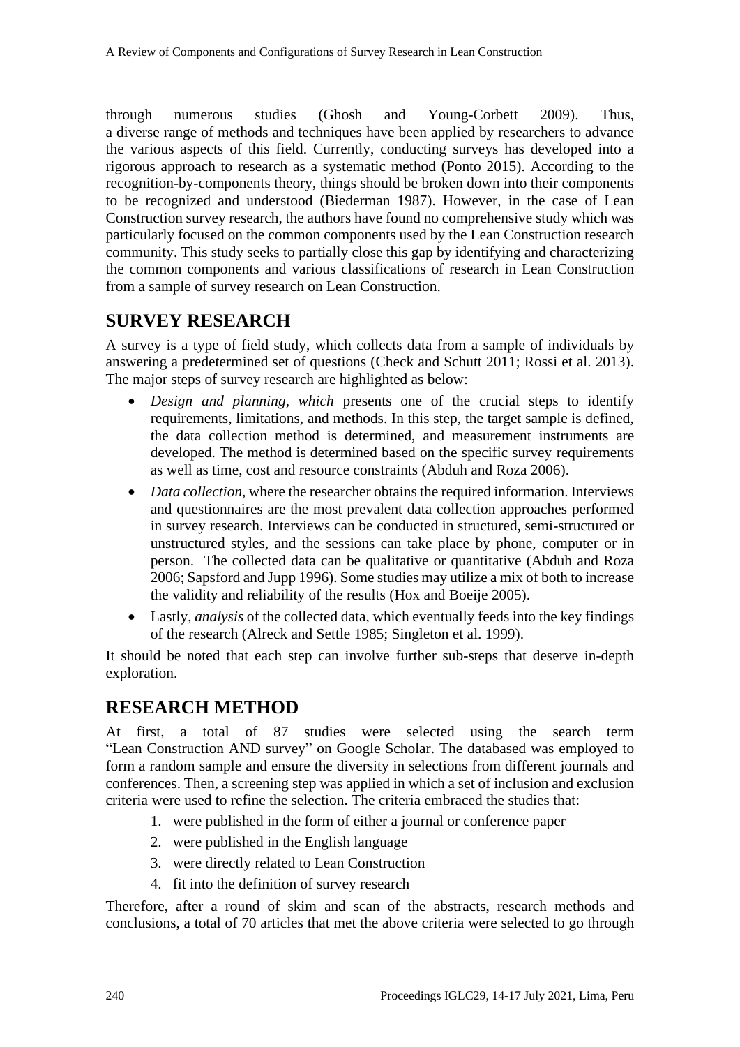through numerous studies (Ghosh and Young-Corbett 2009). Thus, a diverse range of methods and techniques have been applied by researchers to advance the various aspects of this field. Currently, conducting surveys has developed into a rigorous approach to research as a systematic method (Ponto 2015). According to the recognition-by-components theory, things should be broken down into their components to be recognized and understood (Biederman 1987). However, in the case of Lean Construction survey research, the authors have found no comprehensive study which was particularly focused on the common components used by the Lean Construction research community. This study seeks to partially close this gap by identifying and characterizing the common components and various classifications of research in Lean Construction from a sample of survey research on Lean Construction.

## SURVEY RESEARCH

A survey is a type of field study, which collects data from a sample of individuals by answering a predetermined set of questions (Check and Schutt 2011; Rossi et al. 2013). The major steps of survey research are highlighted as below:

- *Design and planning, which* presents one of the crucial steps to identify requirements, limitations, and methods. In this step, the target sample is defined, the data collection method is determined, and measurement instruments are developed. The method is determined based on the specific survey requirements as well as time, cost and resource constraints (Abduh and Roza 2006).
- *Data collection*, where the researcher obtains the required information. Interviews and questionnaires are the most prevalent data collection approaches performed in survey research. Interviews can be conducted in structured, semi-structured or unstructured styles, and the sessions can take place by phone, computer or in person. The collected data can be qualitative or quantitative (Abduh and Roza 2006; Sapsford and Jupp 1996). Some studies may utilize a mix of both to increase the validity and reliability of the results (Hox and Boeije 2005).
- Lastly, *analysis* of the collected data, which eventually feeds into the key findings of the research (Alreck and Settle 1985; Singleton et al. 1999).

It should be noted that each step can involve further sub-steps that deserve in-depth exploration.

## RESEARCH METHOD

At first, a total of 87 studies were selected using the search term "Lean Construction AND survey" on Google Scholar. The databased was employed to form a random sample and ensure the diversity in selections from different journals and conferences. Then, a screening step was applied in which a set of inclusion and exclusion criteria were used to refine the selection. The criteria embraced the studies that:

1. were published in the form of either a journal or conference paper
2. were published in the English language
3. were directly related to Lean Construction
4. fit into the definition of survey research

Therefore, after a round of skim and scan of the abstracts, research methods and conclusions, a total of 70 articles that met the above criteria were selected to go through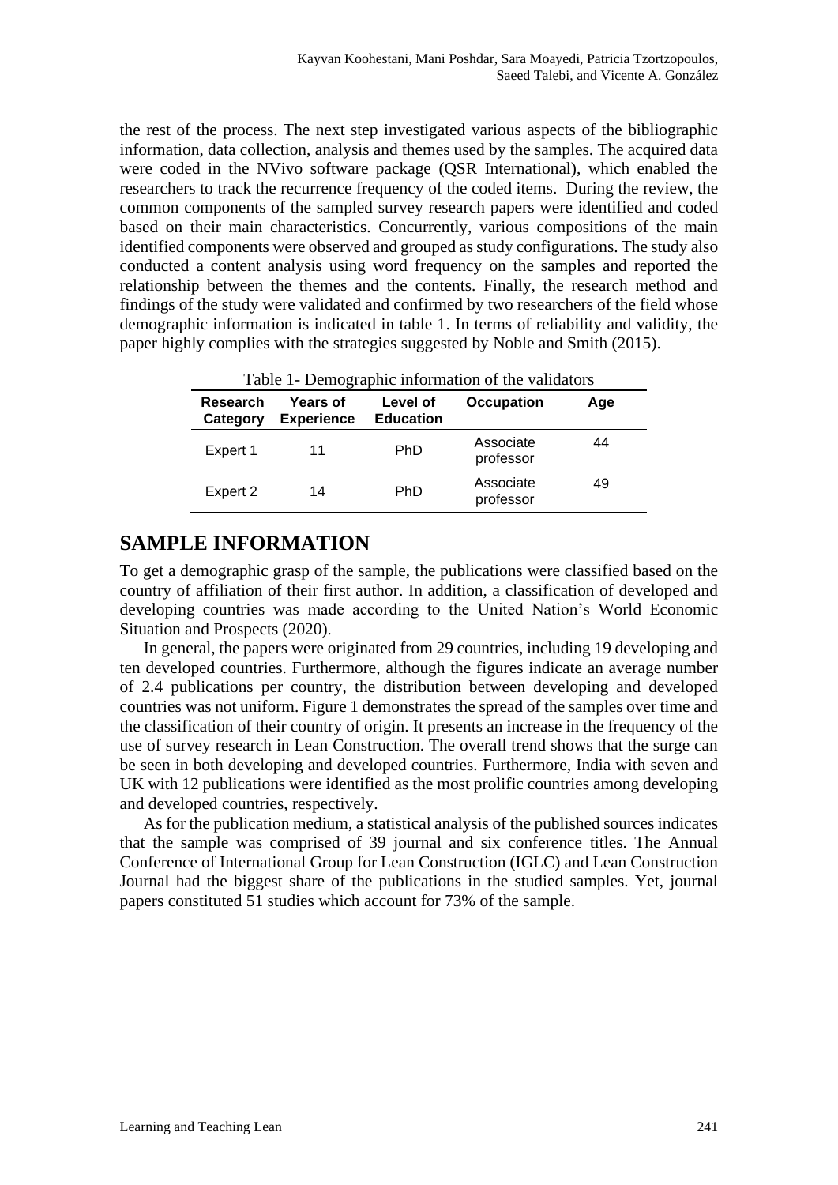the rest of the process. The next step investigated various aspects of the bibliographic information, data collection, analysis and themes used by the samples. The acquired data were coded in the NVivo software package (QSR International), which enabled the researchers to track the recurrence frequency of the coded items. During the review, the common components of the sampled survey research papers were identified and coded based on their main characteristics. Concurrently, various compositions of the main identified components were observed and grouped as study configurations. The study also conducted a content analysis using word frequency on the samples and reported the relationship between the themes and the contents. Finally, the research method and findings of the study were validated and confirmed by two researchers of the field whose demographic information is indicated in table 1. In terms of reliability and validity, the paper highly complies with the strategies suggested by Noble and Smith (2015).

Table 1- Demographic information of the validators

| Research Category | Years of Experience | Level of Education | Occupation | Age |
|---|---|---|---|---|
| Expert 1 | 11 | PhD | Associate professor | 44 |
| Expert 2 | 14 | PhD | Associate professor | 49 |

## SAMPLE INFORMATION

To get a demographic grasp of the sample, the publications were classified based on the country of affiliation of their first author. In addition, a classification of developed and developing countries was made according to the United Nation's World Economic Situation and Prospects (2020).

In general, the papers were originated from 29 countries, including 19 developing and ten developed countries. Furthermore, although the figures indicate an average number of 2.4 publications per country, the distribution between developing and developed countries was not uniform. Figure 1 demonstrates the spread of the samples over time and the classification of their country of origin. It presents an increase in the frequency of the use of survey research in Lean Construction. The overall trend shows that the surge can be seen in both developing and developed countries. Furthermore, India with seven and UK with 12 publications were identified as the most prolific countries among developing and developed countries, respectively.

As for the publication medium, a statistical analysis of the published sources indicates that the sample was comprised of 39 journal and six conference titles. The Annual Conference of International Group for Lean Construction (IGLC) and Lean Construction Journal had the biggest share of the publications in the studied samples. Yet, journal papers constituted 51 studies which account for 73% of the sample.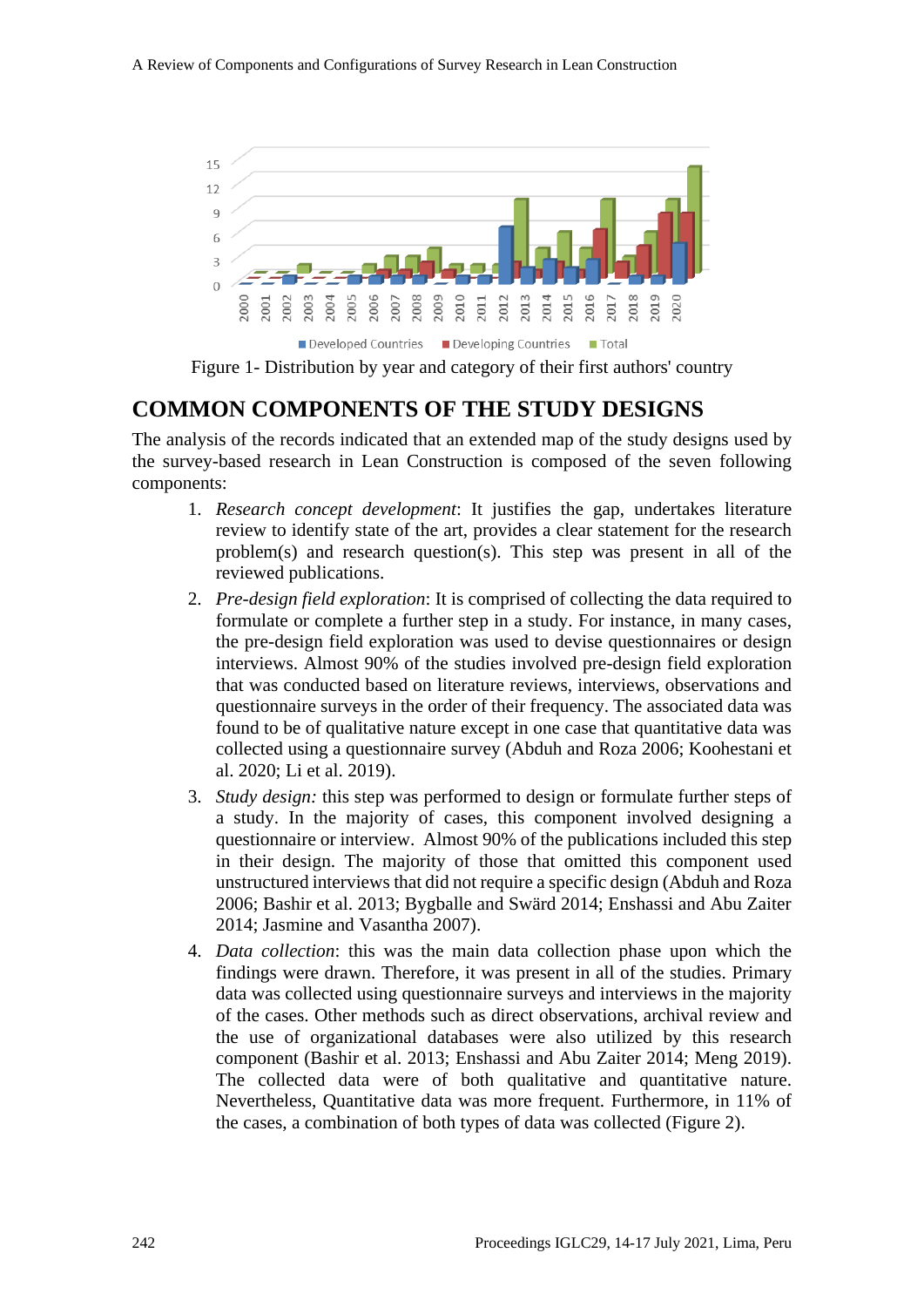Figure 1- Distribution by year and category of their first authors' country

## COMMON COMPONENTS OF THE STUDY DESIGNS

The analysis of the records indicated that an extended map of the study designs used by the survey-based research in Lean Construction is composed of the seven following components:

1. *Research concept development*: It justifies the gap, undertakes literature review to identify state of the art, provides a clear statement for the research problem(s) and research question(s). This step was present in all of the reviewed publications.
2. *Pre-design field exploration*: It is comprised of collecting the data required to formulate or complete a further step in a study. For instance, in many cases, the pre-design field exploration was used to devise questionnaires or design interviews. Almost 90% of the studies involved pre-design field exploration that was conducted based on literature reviews, interviews, observations and questionnaire surveys in the order of their frequency. The associated data was found to be of qualitative nature except in one case that quantitative data was collected using a questionnaire survey (Abduh and Roza 2006; Koohestani et al. 2020; Li et al. 2019).
3. *Study design:* this step was performed to design or formulate further steps of a study. In the majority of cases, this component involved designing a questionnaire or interview. Almost 90% of the publications included this step in their design. The majority of those that omitted this component used unstructured interviews that did not require a specific design (Abduh and Roza 2006; Bashir et al. 2013; Bygballe and Swärd 2014; Enshassi and Abu Zaiter 2014; Jasmine and Vasantha 2007).
4. *Data collection*: this was the main data collection phase upon which the findings were drawn. Therefore, it was present in all of the studies. Primary data was collected using questionnaire surveys and interviews in the majority of the cases. Other methods such as direct observations, archival review and the use of organizational databases were also utilized by this research component (Bashir et al. 2013; Enshassi and Abu Zaiter 2014; Meng 2019). The collected data were of both qualitative and quantitative nature. Nevertheless, Quantitative data was more frequent. Furthermore, in 11% of the cases, a combination of both types of data was collected (Figure 2).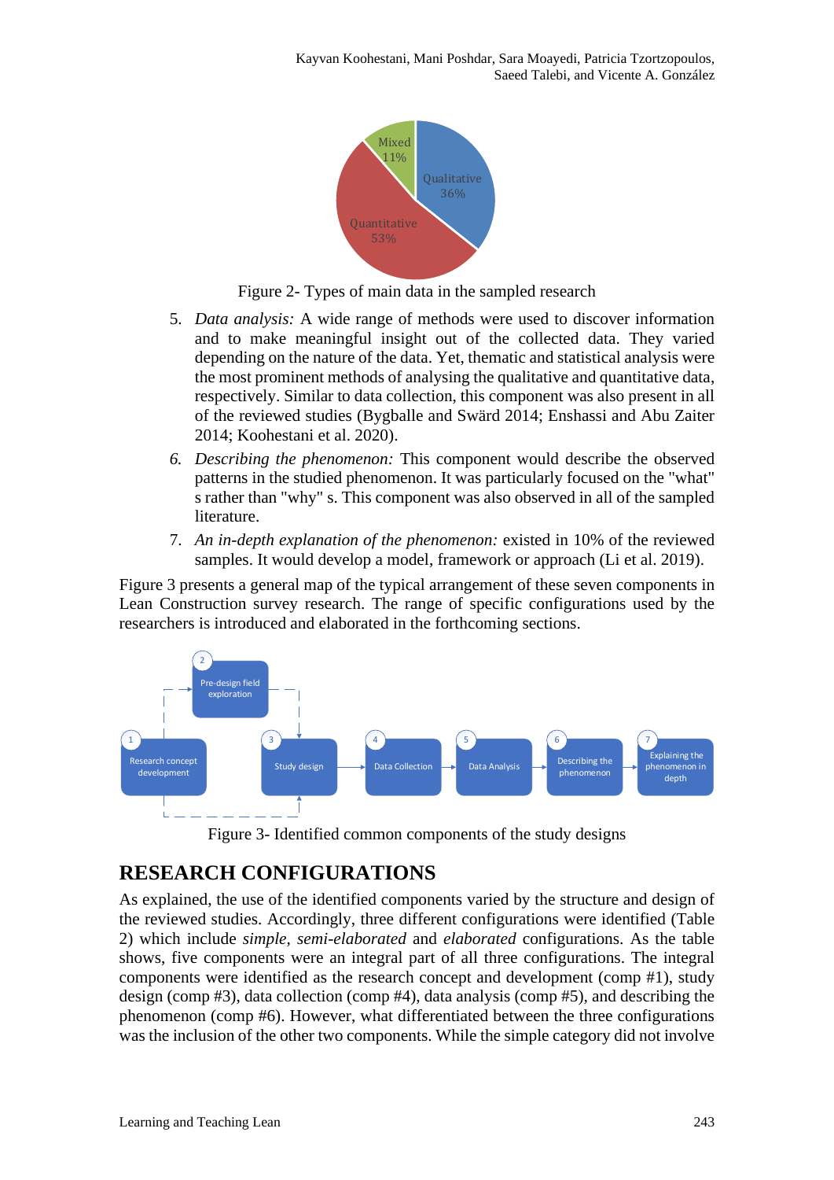Figure 2- Types of main data in the sampled research

5. *Data analysis:* A wide range of methods were used to discover information and to make meaningful insight out of the collected data. They varied depending on the nature of the data. Yet, thematic and statistical analysis were the most prominent methods of analysing the qualitative and quantitative data, respectively. Similar to data collection, this component was also present in all of the reviewed studies (Bygballe and Swärd 2014; Enshassi and Abu Zaiter 2014; Koohestani et al. 2020).
6. *Describing the phenomenon:* This component would describe the observed patterns in the studied phenomenon. It was particularly focused on the "what" s rather than "why" s. This component was also observed in all of the sampled literature.
7. *An in-depth explanation of the phenomenon:* existed in 10% of the reviewed samples. It would develop a model, framework or approach (Li et al. 2019).

Figure 3 presents a general map of the typical arrangement of these seven components in Lean Construction survey research. The range of specific configurations used by the researchers is introduced and elaborated in the forthcoming sections.

Figure 3- Identified common components of the study designs

## RESEARCH CONFIGURATIONS

As explained, the use of the identified components varied by the structure and design of the reviewed studies. Accordingly, three different configurations were identified (Table 2) which include *simple*, *semi-elaborated* and *elaborated* configurations. As the table shows, five components were an integral part of all three configurations. The integral components were identified as the research concept and development (comp #1), study design (comp #3), data collection (comp #4), data analysis (comp #5), and describing the phenomenon (comp #6). However, what differentiated between the three configurations was the inclusion of the other two components. While the simple category did not involve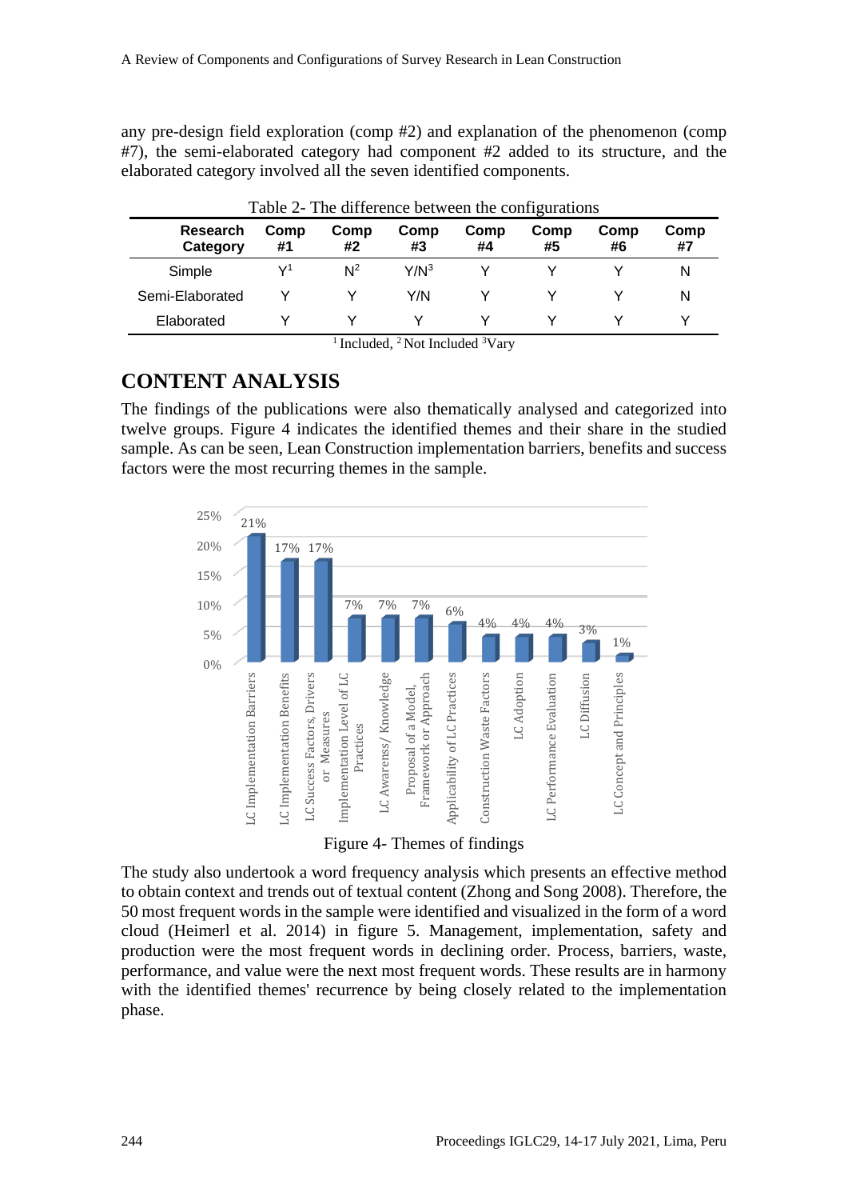any pre-design field exploration (comp #2) and explanation of the phenomenon (comp #7), the semi-elaborated category had component #2 added to its structure, and the elaborated category involved all the seven identified components.

Table 2- The difference between the configurations

| Research Category | Comp #1 | Comp #2 | Comp #3 | Comp #4 | Comp #5 | Comp #6 | Comp #7 |
|---|---|---|---|---|---|---|---|
| Simple | Y[1] | N[2] | Y/N[3] | Y | Y | Y | N |
| Semi-Elaborated | Y | Y | Y/N | Y | Y | Y | N |
| Elaborated | Y | Y | Y | Y | Y | Y | Y |

[1] Included, [2] Not Included [3] Vary

## CONTENT ANALYSIS

The findings of the publications were also thematically analysed and categorized into twelve groups. Figure 4 indicates the identified themes and their share in the studied sample. As can be seen, Lean Construction implementation barriers, benefits and success factors were the most recurring themes in the sample.

| Theme | Share |
|---|---|
| LC Implementation Barriers | 21% |
| LC Implementation Benefits | 17% |
| LC Success Factors, Drivers or Measures | 17% |
| Implementation Level of LC Practices | 7% |
| LC Awarenss/ Knowledge | 7% |
| Proposal of a Model, Framework or Approach | 7% |
| Applicability of LC Practices | 6% |
| Construction Waste Factors | 4% |
| LC Adoption | 4% |
| LC Performance Evaluation | 4% |
| LC Diffusion | 3% |
| LC Concept and Principles | 1% |

Figure 4- Themes of findings

The study also undertook a word frequency analysis which presents an effective method to obtain context and trends out of textual content (Zhong and Song 2008). Therefore, the 50 most frequent words in the sample were identified and visualized in the form of a word cloud (Heimerl et al. 2014) in figure 5. Management, implementation, safety and production were the most frequent words in declining order. Process, barriers, waste, performance, and value were the next most frequent words. These results are in harmony with the identified themes' recurrence by being closely related to the implementation phase.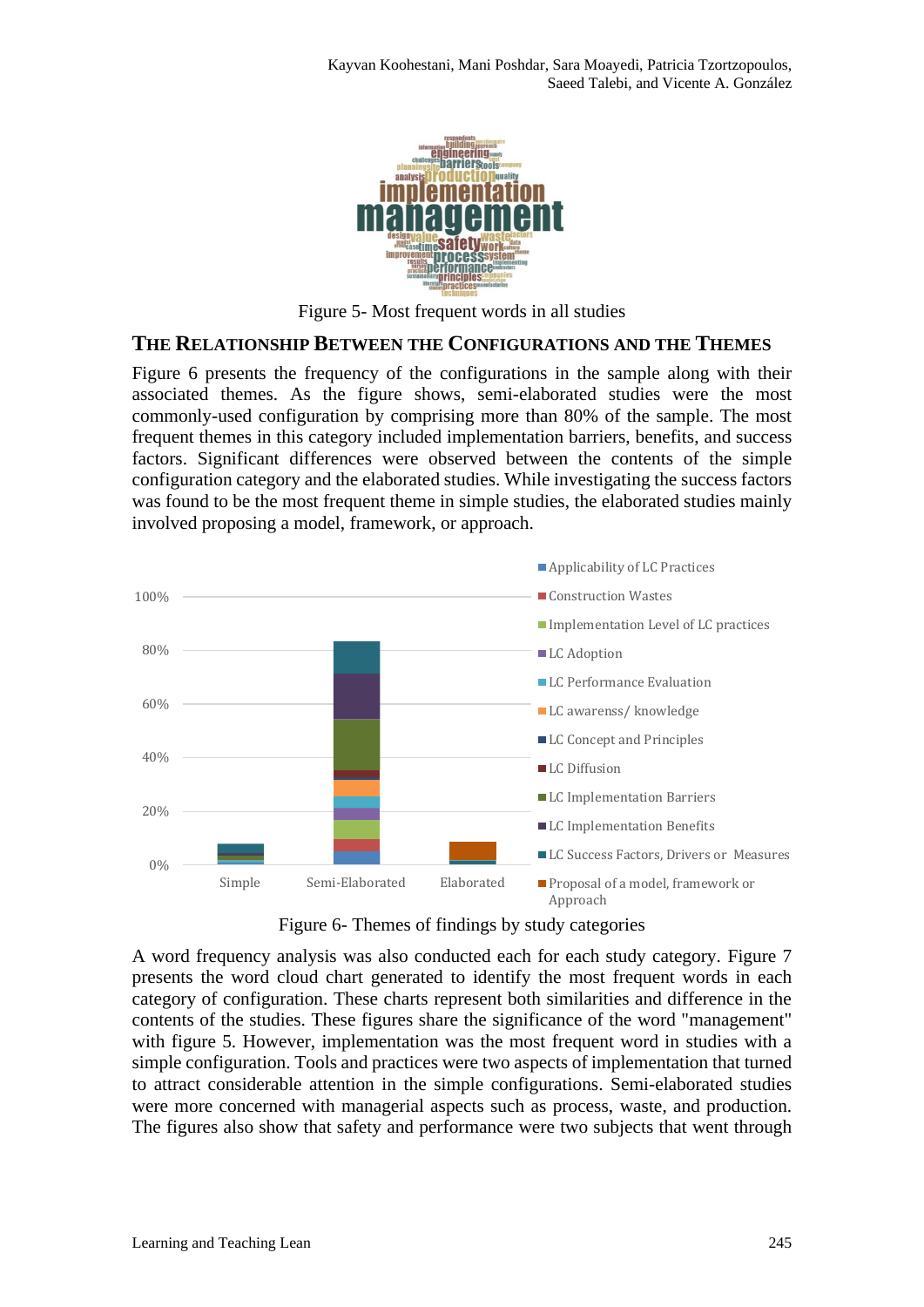Figure 5- Most frequent words in all studies

## THE RELATIONSHIP BETWEEN THE CONFIGURATIONS AND THE THEMES

Figure 6 presents the frequency of the configurations in the sample along with their associated themes. As the figure shows, semi-elaborated studies were the most commonly-used configuration by comprising more than 80% of the sample. The most frequent themes in this category included implementation barriers, benefits, and success factors. Significant differences were observed between the contents of the simple configuration category and the elaborated studies. While investigating the success factors was found to be the most frequent theme in simple studies, the elaborated studies mainly involved proposing a model, framework, or approach.

Figure 6- Themes of findings by study categories

A word frequency analysis was also conducted each for each study category. Figure 7 presents the word cloud chart generated to identify the most frequent words in each category of configuration. These charts represent both similarities and difference in the contents of the studies. These figures share the significance of the word "management" with figure 5. However, implementation was the most frequent word in studies with a simple configuration. Tools and practices were two aspects of implementation that turned to attract considerable attention in the simple configurations. Semi-elaborated studies were more concerned with managerial aspects such as process, waste, and production. The figures also show that safety and performance were two subjects that went through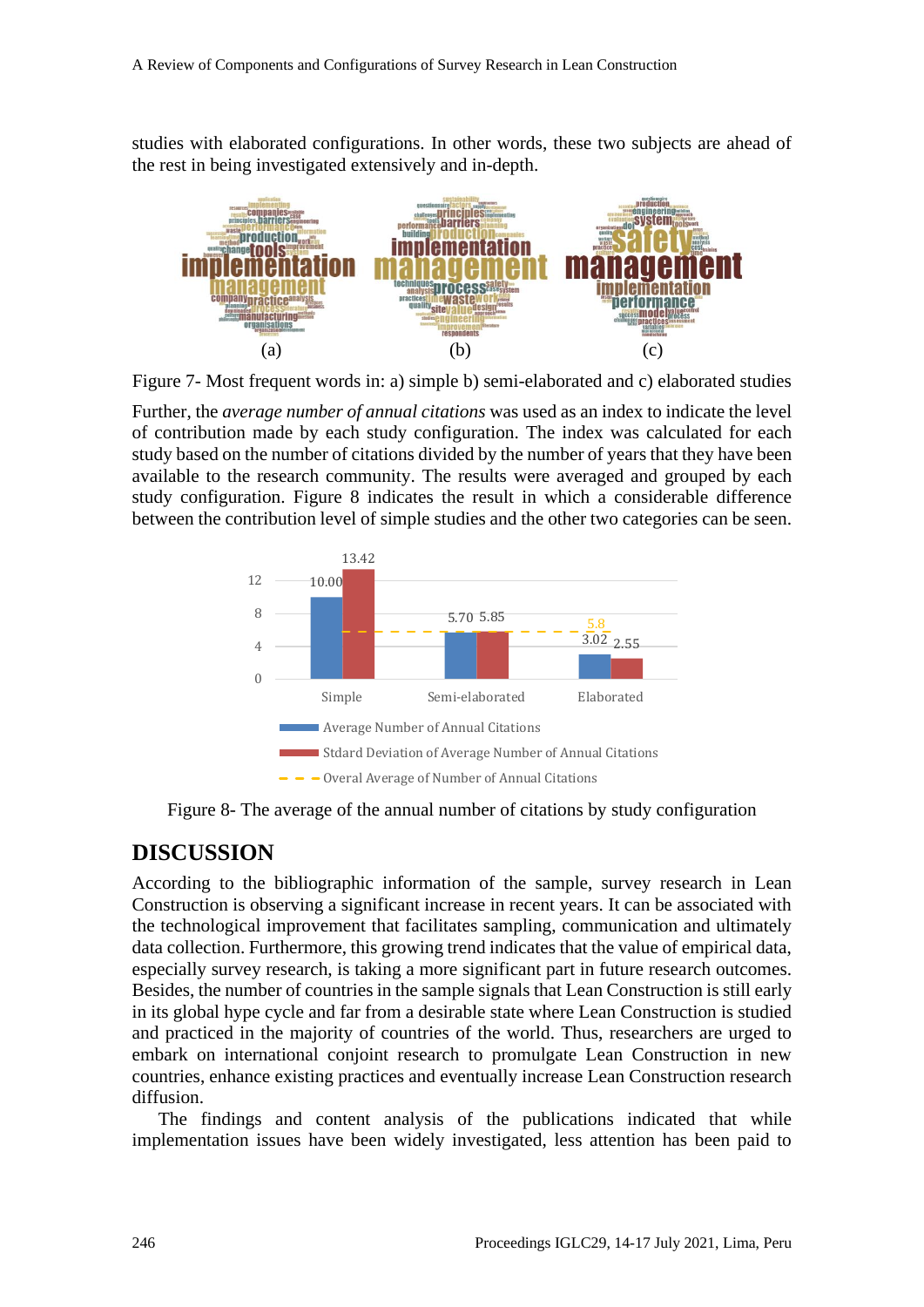studies with elaborated configurations. In other words, these two subjects are ahead of the rest in being investigated extensively and in-depth.

Figure 7- Most frequent words in: a) simple b) semi-elaborated and c) elaborated studies

Further, the *average number of annual citations* was used as an index to indicate the level of contribution made by each study configuration. The index was calculated for each study based on the number of citations divided by the number of years that they have been available to the research community. The results were averaged and grouped by each study configuration. Figure 8 indicates the result in which a considerable difference between the contribution level of simple studies and the other two categories can be seen.

Figure 8- The average of the annual number of citations by study configuration

## DISCUSSION

According to the bibliographic information of the sample, survey research in Lean Construction is observing a significant increase in recent years. It can be associated with the technological improvement that facilitates sampling, communication and ultimately data collection. Furthermore, this growing trend indicates that the value of empirical data, especially survey research, is taking a more significant part in future research outcomes. Besides, the number of countries in the sample signals that Lean Construction is still early in its global hype cycle and far from a desirable state where Lean Construction is studied and practiced in the majority of countries of the world. Thus, researchers are urged to embark on international conjoint research to promulgate Lean Construction in new countries, enhance existing practices and eventually increase Lean Construction research diffusion.

The findings and content analysis of the publications indicated that while implementation issues have been widely investigated, less attention has been paid to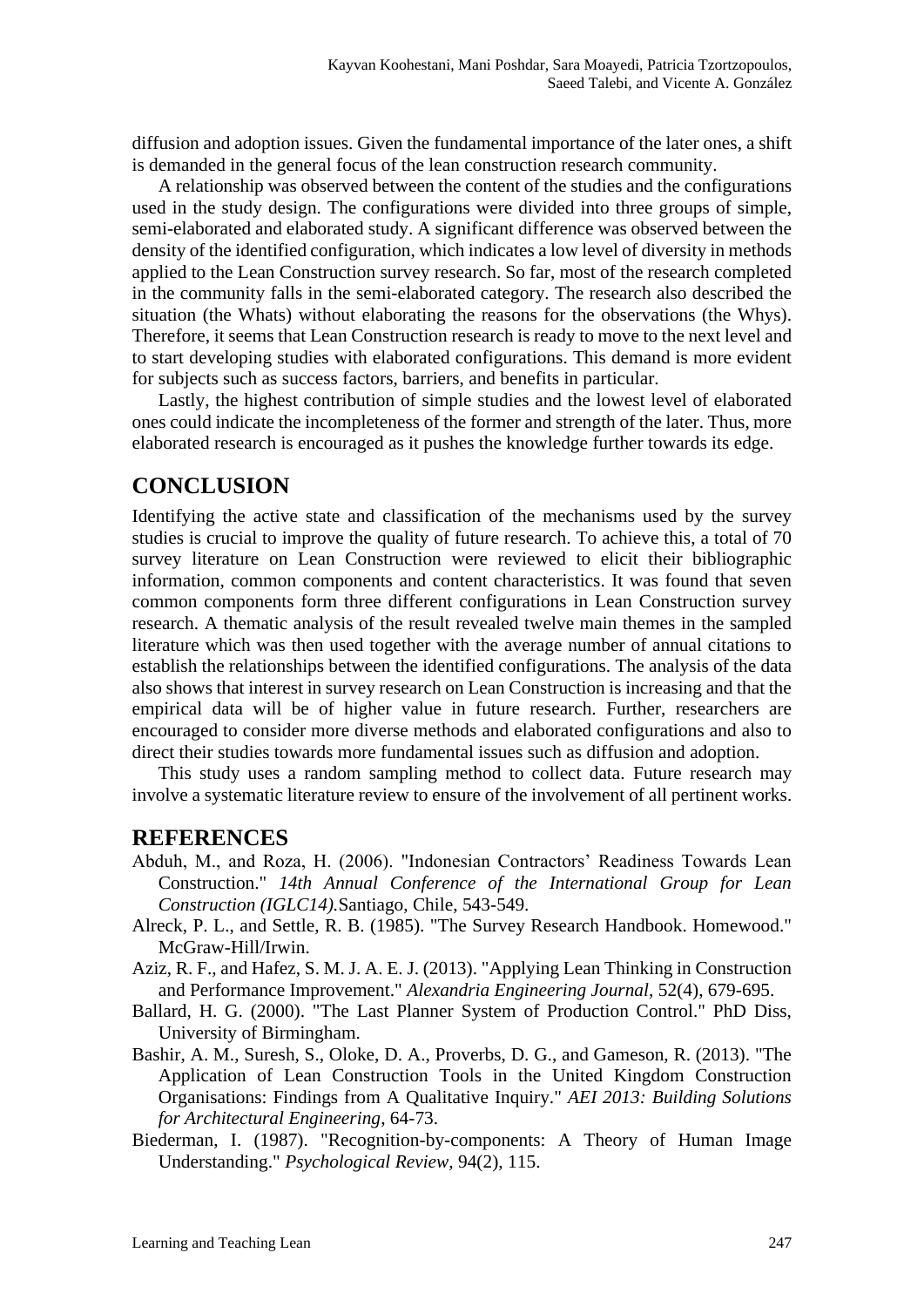diffusion and adoption issues. Given the fundamental importance of the later ones, a shift is demanded in the general focus of the lean construction research community.

A relationship was observed between the content of the studies and the configurations used in the study design. The configurations were divided into three groups of simple, semi-elaborated and elaborated study. A significant difference was observed between the density of the identified configuration, which indicates a low level of diversity in methods applied to the Lean Construction survey research. So far, most of the research completed in the community falls in the semi-elaborated category. The research also described the situation (the Whats) without elaborating the reasons for the observations (the Whys). Therefore, it seems that Lean Construction research is ready to move to the next level and to start developing studies with elaborated configurations. This demand is more evident for subjects such as success factors, barriers, and benefits in particular.

Lastly, the highest contribution of simple studies and the lowest level of elaborated ones could indicate the incompleteness of the former and strength of the later. Thus, more elaborated research is encouraged as it pushes the knowledge further towards its edge.

## CONCLUSION

Identifying the active state and classification of the mechanisms used by the survey studies is crucial to improve the quality of future research. To achieve this, a total of 70 survey literature on Lean Construction were reviewed to elicit their bibliographic information, common components and content characteristics. It was found that seven common components form three different configurations in Lean Construction survey research. A thematic analysis of the result revealed twelve main themes in the sampled literature which was then used together with the average number of annual citations to establish the relationships between the identified configurations. The analysis of the data also shows that interest in survey research on Lean Construction is increasing and that the empirical data will be of higher value in future research. Further, researchers are encouraged to consider more diverse methods and elaborated configurations and also to direct their studies towards more fundamental issues such as diffusion and adoption.

This study uses a random sampling method to collect data. Future research may involve a systematic literature review to ensure of the involvement of all pertinent works.

## REFERENCES

Abduh, M., and Roza, H. (2006). "Indonesian Contractors' Readiness Towards Lean Construction." *14th Annual Conference of the International Group for Lean Construction (IGLC14).*Santiago, Chile, 543-549.

Alreck, P. L., and Settle, R. B. (1985). "The Survey Research Handbook. Homewood." McGraw-Hill/Irwin.

Aziz, R. F., and Hafez, S. M. J. A. E. J. (2013). "Applying Lean Thinking in Construction and Performance Improvement." *Alexandria Engineering Journal*, 52(4), 679-695.

Ballard, H. G. (2000). "The Last Planner System of Production Control." PhD Diss, University of Birmingham.

Bashir, A. M., Suresh, S., Oloke, D. A., Proverbs, D. G., and Gameson, R. (2013). "The Application of Lean Construction Tools in the United Kingdom Construction Organisations: Findings from A Qualitative Inquiry." *AEI 2013: Building Solutions for Architectural Engineering*, 64-73.

Biederman, I. (1987). "Recognition-by-components: A Theory of Human Image Understanding." *Psychological Review*, 94(2), 115.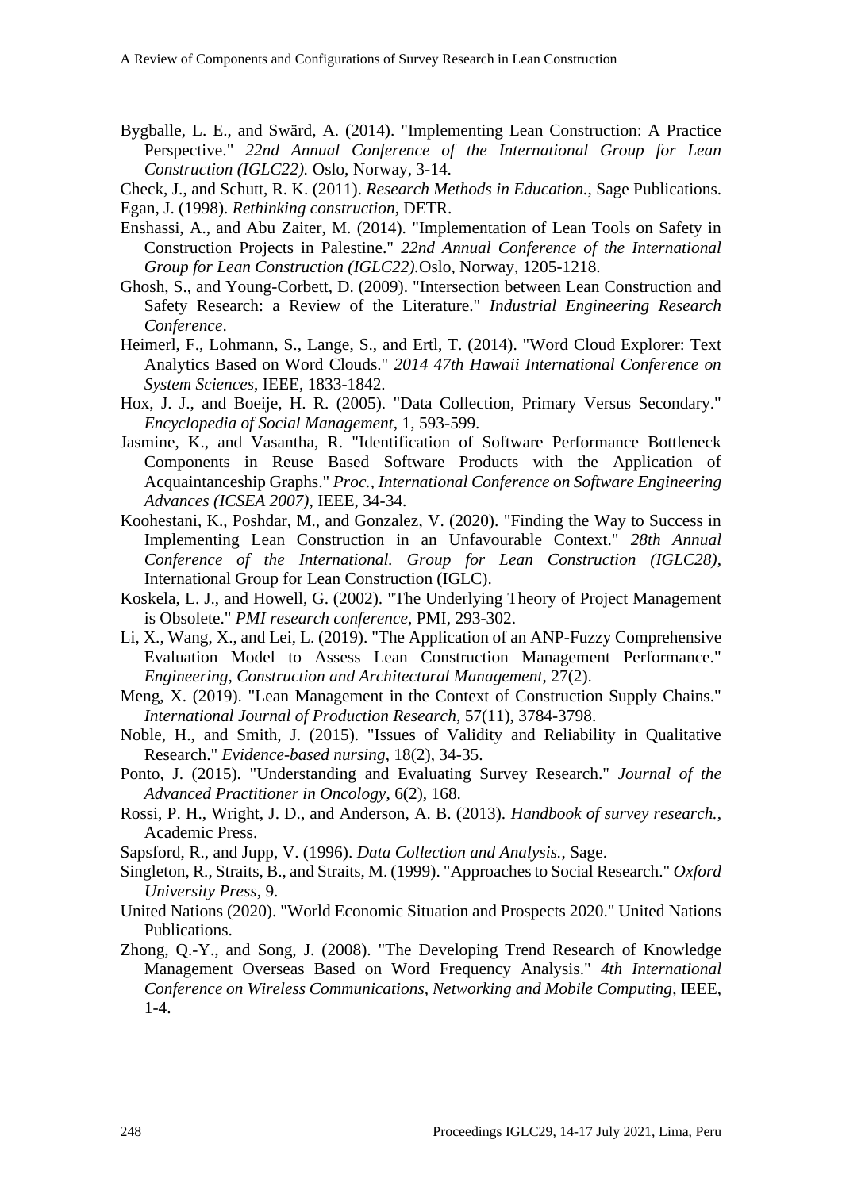Bygballe, L. E., and Swärd, A. (2014). "Implementing Lean Construction: A Practice Perspective." *22nd Annual Conference of the International Group for Lean Construction (IGLC22).* Oslo, Norway, 3-14.

Check, J., and Schutt, R. K. (2011). *Research Methods in Education.*, Sage Publications.

Egan, J. (1998). *Rethinking construction*, DETR.

Enshassi, A., and Abu Zaiter, M. (2014). "Implementation of Lean Tools on Safety in Construction Projects in Palestine." *22nd Annual Conference of the International Group for Lean Construction (IGLC22).*Oslo, Norway, 1205-1218.

Ghosh, S., and Young-Corbett, D. (2009). "Intersection between Lean Construction and Safety Research: a Review of the Literature." *Industrial Engineering Research Conference*.

Heimerl, F., Lohmann, S., Lange, S., and Ertl, T. (2014). "Word Cloud Explorer: Text Analytics Based on Word Clouds." *2014 47th Hawaii International Conference on System Sciences*, IEEE, 1833-1842.

Hox, J. J., and Boeije, H. R. (2005). "Data Collection, Primary Versus Secondary." *Encyclopedia of Social Management*, 1, 593-599.

Jasmine, K., and Vasantha, R. "Identification of Software Performance Bottleneck Components in Reuse Based Software Products with the Application of Acquaintanceship Graphs." *Proc., International Conference on Software Engineering Advances (ICSEA 2007)*, IEEE, 34-34.

Koohestani, K., Poshdar, M., and Gonzalez, V. (2020). "Finding the Way to Success in Implementing Lean Construction in an Unfavourable Context." *28th Annual Conference of the International. Group for Lean Construction (IGLC28)*, International Group for Lean Construction (IGLC).

Koskela, L. J., and Howell, G. (2002). "The Underlying Theory of Project Management is Obsolete." *PMI research conference*, PMI, 293-302.

Li, X., Wang, X., and Lei, L. (2019). "The Application of an ANP-Fuzzy Comprehensive Evaluation Model to Assess Lean Construction Management Performance." *Engineering, Construction and Architectural Management*, 27(2).

Meng, X. (2019). "Lean Management in the Context of Construction Supply Chains." *International Journal of Production Research*, 57(11), 3784-3798.

Noble, H., and Smith, J. (2015). "Issues of Validity and Reliability in Qualitative Research." *Evidence-based nursing*, 18(2), 34-35.

Ponto, J. (2015). "Understanding and Evaluating Survey Research." *Journal of the Advanced Practitioner in Oncology*, 6(2), 168.

Rossi, P. H., Wright, J. D., and Anderson, A. B. (2013). *Handbook of survey research.*, Academic Press.

Sapsford, R., and Jupp, V. (1996). *Data Collection and Analysis.*, Sage.

Singleton, R., Straits, B., and Straits, M. (1999). "Approaches to Social Research." *Oxford University Press*, 9.

United Nations (2020). "World Economic Situation and Prospects 2020." United Nations Publications.

Zhong, Q.-Y., and Song, J. (2008). "The Developing Trend Research of Knowledge Management Overseas Based on Word Frequency Analysis." *4th International Conference on Wireless Communications, Networking and Mobile Computing*, IEEE, 1-4.